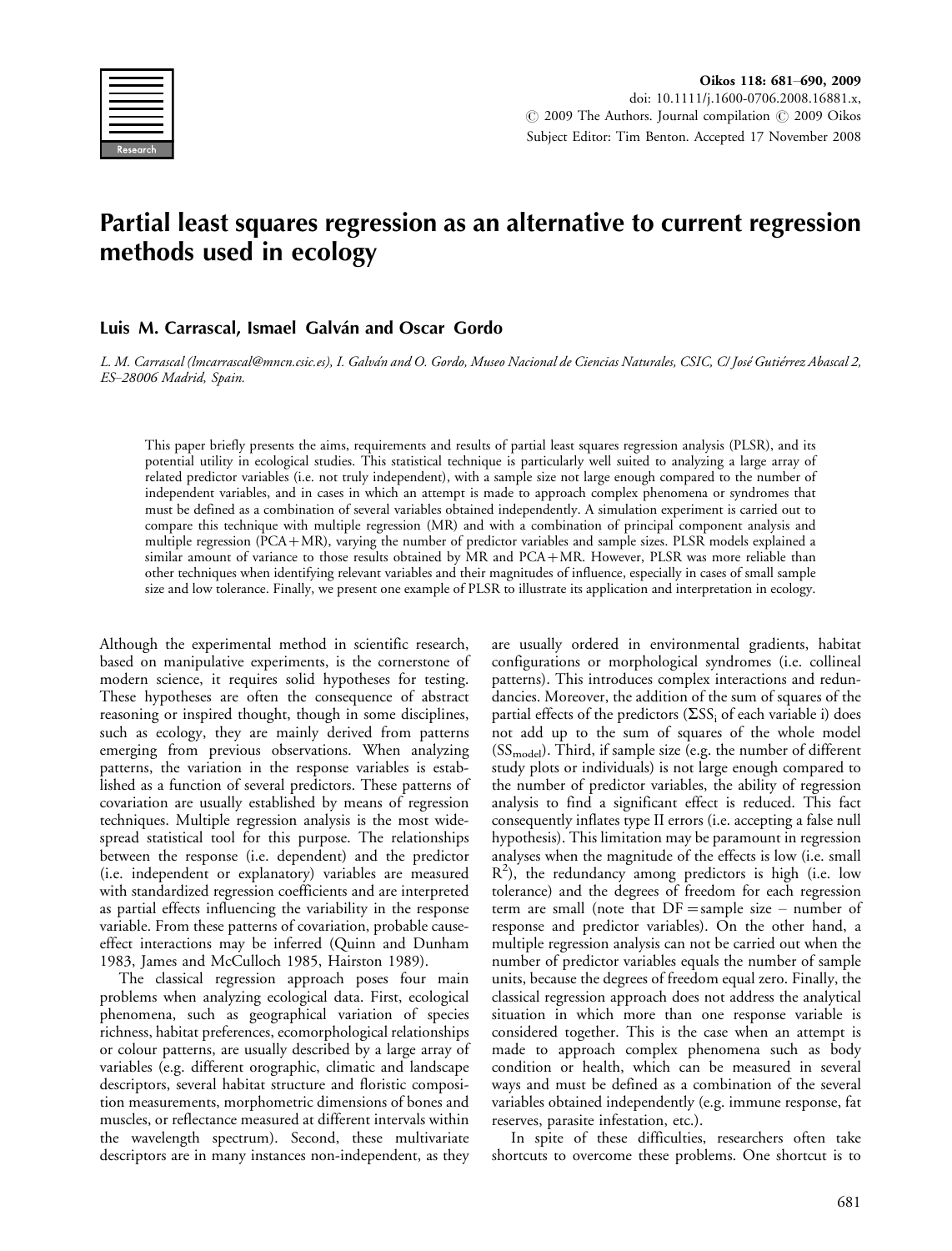# Partial least squares regression as an alternative to current regression methods used in ecology

**Luis M. Carrascal, Ismael Galván and Oscar Gordo**

*L. M. Carrascal (lmcarrascal@mncn.csic.es), I. Galván and O. Gordo, Museo Nacional de Ciencias Naturales, CSIC, C/ José Gutiérrez Abascal 2, ES–28006 Madrid, Spain.*

This paper briefly presents the aims, requirements and results of partial least squares regression analysis (PLSR), and its potential utility in ecological studies. This statistical technique is particularly well suited to analyzing a large array of related predictor variables (i.e. not truly independent), with a sample size not large enough compared to the number of independent variables, and in cases in which an attempt is made to approach complex phenomena or syndromes that must be defined as a combination of several variables obtained independently. A simulation experiment is carried out to compare this technique with multiple regression (MR) and with a combination of principal component analysis and multiple regression (PCA+MR), varying the number of predictor variables and sample sizes. PLSR models explained a similar amount of variance to those results obtained by MR and PCA+MR. However, PLSR was more reliable than other techniques when identifying relevant variables and their magnitudes of influence, especially in cases of small sample size and low tolerance. Finally, we present one example of PLSR to illustrate its application and interpretation in ecology.

Although the experimental method in scientific research, based on manipulative experiments, is the cornerstone of modern science, it requires solid hypotheses for testing. These hypotheses are often the consequence of abstract reasoning or inspired thought, though in some disciplines, such as ecology, they are mainly derived from patterns emerging from previous observations. When analyzing patterns, the variation in the response variables is established as a function of several predictors. These patterns of covariation are usually established by means of regression techniques. Multiple regression analysis is the most widespread statistical tool for this purpose. The relationships between the response (i.e. dependent) and the predictor (i.e. independent or explanatory) variables are measured with standardized regression coefficients and are interpreted as partial effects influencing the variability in the response variable. From these patterns of covariation, probable cause-effect interactions may be inferred (Quinn and Dunham 1983, James and McCulloch 1985, Hairston 1989).

The classical regression approach poses four main problems when analyzing ecological data. First, ecological phenomena, such as geographical variation of species richness, habitat preferences, ecomorphological relationships or colour patterns, are usually described by a large array of variables (e.g. different orographic, climatic and landscape descriptors, several habitat structure and floristic composition measurements, morphometric dimensions of bones and muscles, or reflectance measured at different intervals within the wavelength spectrum). Second, these multivariate descriptors are in many instances non-independent, as they are usually ordered in environmental gradients, habitat configurations or morphological syndromes (i.e. collineal patterns). This introduces complex interactions and redundancies. Moreover, the addition of the sum of squares of the partial effects of the predictors ($\Sigma SS_i$ of each variable i) does not add up to the sum of squares of the whole model ($SS_{model}$). Third, if sample size (e.g. the number of different study plots or individuals) is not large enough compared to the number of predictor variables, the ability of regression analysis to find a significant effect is reduced. This fact consequently inflates type II errors (i.e. accepting a false null hypothesis). This limitation may be paramount in regression analyses when the magnitude of the effects is low (i.e. small $R^2$), the redundancy among predictors is high (i.e. low tolerance) and the degrees of freedom for each regression term are small (note that DF = sample size − number of response and predictor variables). On the other hand, a multiple regression analysis can not be carried out when the number of predictor variables equals the number of sample units, because the degrees of freedom equal zero. Finally, the classical regression approach does not address the analytical situation in which more than one response variable is considered together. This is the case when an attempt is made to approach complex phenomena such as body condition or health, which can be measured in several ways and must be defined as a combination of the several variables obtained independently (e.g. immune response, fat reserves, parasite infestation, etc.).

In spite of these difficulties, researchers often take shortcuts to overcome these problems. One shortcut is to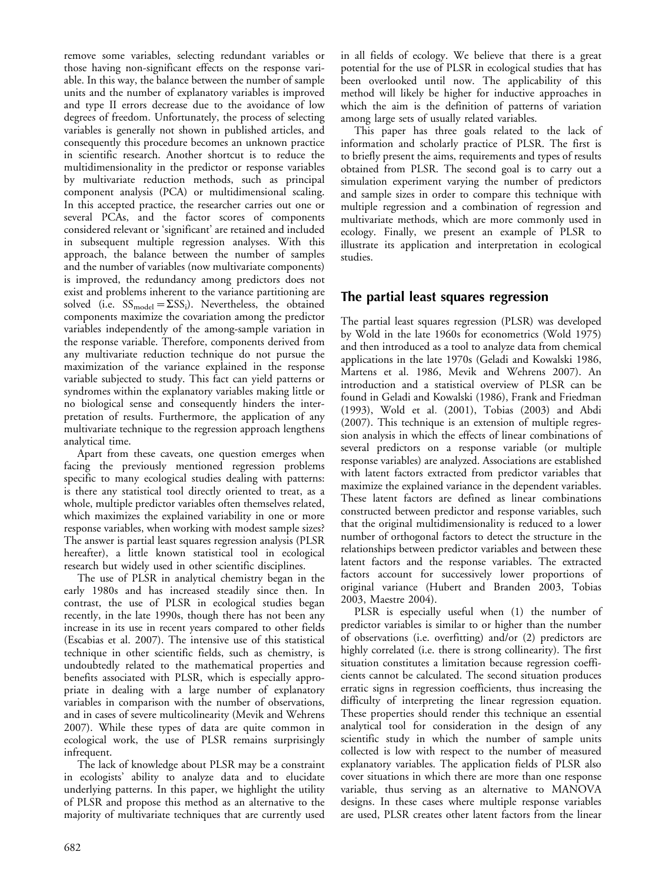remove some variables, selecting redundant variables or those having non-significant effects on the response variable. In this way, the balance between the number of sample units and the number of explanatory variables is improved and type II errors decrease due to the avoidance of low degrees of freedom. Unfortunately, the process of selecting variables is generally not shown in published articles, and consequently this procedure becomes an unknown practice in scientific research. Another shortcut is to reduce the multidimensionality in the predictor or response variables by multivariate reduction methods, such as principal component analysis (PCA) or multidimensional scaling. In this accepted practice, the researcher carries out one or several PCAs, and the factor scores of components considered relevant or 'significant' are retained and included in subsequent multiple regression analyses. With this approach, the balance between the number of samples and the number of variables (now multivariate components) is improved, the redundancy among predictors does not exist and problems inherent to the variance partitioning are solved (i.e. $SS_{model} = \Sigma SS_i$). Nevertheless, the obtained components maximize the covariation among the predictor variables independently of the among-sample variation in the response variable. Therefore, components derived from any multivariate reduction technique do not pursue the maximization of the variance explained in the response variable subjected to study. This fact can yield patterns or syndromes within the explanatory variables making little or no biological sense and consequently hinders the interpretation of results. Furthermore, the application of any multivariate technique to the regression approach lengthens analytical time.

Apart from these caveats, one question emerges when facing the previously mentioned regression problems specific to many ecological studies dealing with patterns: is there any statistical tool directly oriented to treat, as a whole, multiple predictor variables often themselves related, which maximizes the explained variability in one or more response variables, when working with modest sample sizes? The answer is partial least squares regression analysis (PLSR hereafter), a little known statistical tool in ecological research but widely used in other scientific disciplines.

The use of PLSR in analytical chemistry began in the early 1980s and has increased steadily since then. In contrast, the use of PLSR in ecological studies began recently, in the late 1990s, though there has not been any increase in its use in recent years compared to other fields (Escabias et al. 2007). The intensive use of this statistical technique in other scientific fields, such as chemistry, is undoubtedly related to the mathematical properties and benefits associated with PLSR, which is especially appropriate in dealing with a large number of explanatory variables in comparison with the number of observations, and in cases of severe multicolinearity (Mevik and Wehrens 2007). While these types of data are quite common in ecological work, the use of PLSR remains surprisingly infrequent.

The lack of knowledge about PLSR may be a constraint in ecologists' ability to analyze data and to elucidate underlying patterns. In this paper, we highlight the utility of PLSR and propose this method as an alternative to the majority of multivariate techniques that are currently used in all fields of ecology. We believe that there is a great potential for the use of PLSR in ecological studies that has been overlooked until now. The applicability of this method will likely be higher for inductive approaches in which the aim is the definition of patterns of variation among large sets of usually related variables.

This paper has three goals related to the lack of information and scholarly practice of PLSR. The first is to briefly present the aims, requirements and types of results obtained from PLSR. The second goal is to carry out a simulation experiment varying the number of predictors and sample sizes in order to compare this technique with multiple regression and a combination of regression and multivariate methods, which are more commonly used in ecology. Finally, we present an example of PLSR to illustrate its application and interpretation in ecological studies.

## The partial least squares regression

The partial least squares regression (PLSR) was developed by Wold in the late 1960s for econometrics (Wold 1975) and then introduced as a tool to analyze data from chemical applications in the late 1970s (Geladi and Kowalski 1986, Martens et al. 1986, Mevik and Wehrens 2007). An introduction and a statistical overview of PLSR can be found in Geladi and Kowalski (1986), Frank and Friedman (1993), Wold et al. (2001), Tobias (2003) and Abdi (2007). This technique is an extension of multiple regression analysis in which the effects of linear combinations of several predictors on a response variable (or multiple response variables) are analyzed. Associations are established with latent factors extracted from predictor variables that maximize the explained variance in the dependent variables. These latent factors are defined as linear combinations constructed between predictor and response variables, such that the original multidimensionality is reduced to a lower number of orthogonal factors to detect the structure in the relationships between predictor variables and between these latent factors and the response variables. The extracted factors account for successively lower proportions of original variance (Hubert and Branden 2003, Tobias 2003, Maestre 2004).

PLSR is especially useful when (1) the number of predictor variables is similar to or higher than the number of observations (i.e. overfitting) and/or (2) predictors are highly correlated (i.e. there is strong collinearity). The first situation constitutes a limitation because regression coefficients cannot be calculated. The second situation produces erratic signs in regression coefficients, thus increasing the difficulty of interpreting the linear regression equation. These properties should render this technique an essential analytical tool for consideration in the design of any scientific study in which the number of sample units collected is low with respect to the number of measured explanatory variables. The application fields of PLSR also cover situations in which there are more than one response variable, thus serving as an alternative to MANOVA designs. In these cases where multiple response variables are used, PLSR creates other latent factors from the linear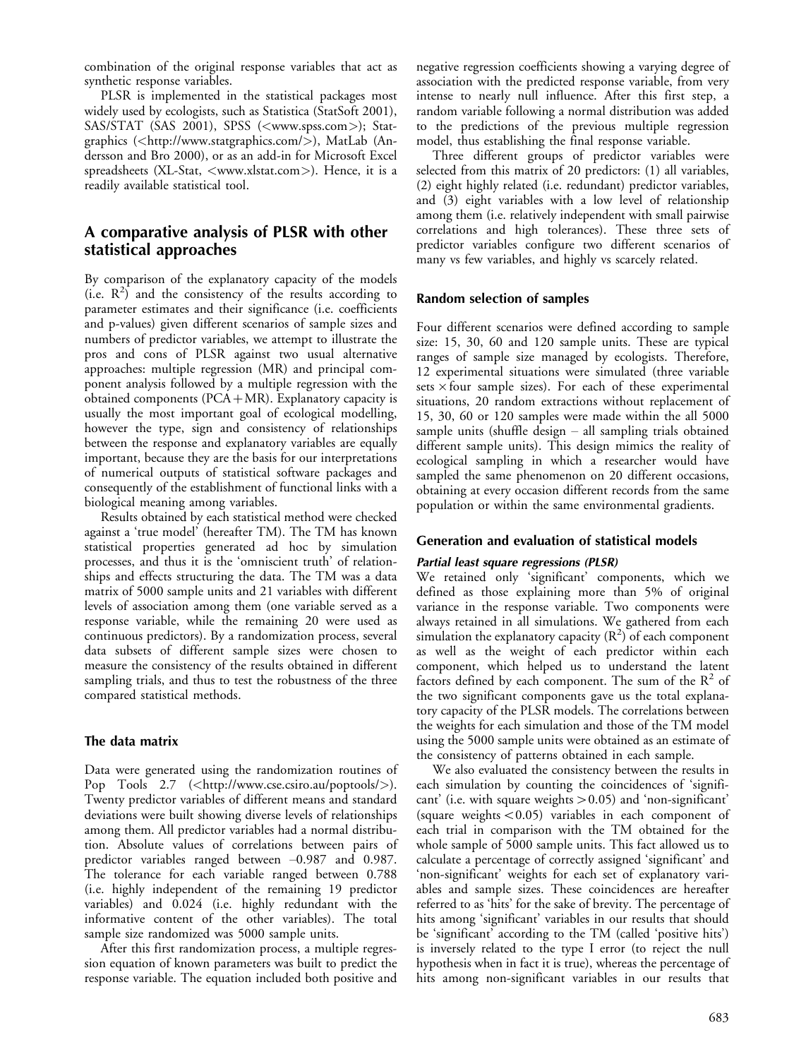combination of the original response variables that act as synthetic response variables.

PLSR is implemented in the statistical packages most widely used by ecologists, such as Statistica (StatSoft 2001), SAS/STAT (SAS 2001), SPSS (<www.spss.com>); Statgraphics (<http://www.statgraphics.com/>), MatLab (Andersson and Bro 2000), or as an add-in for Microsoft Excel spreadsheets (XL-Stat, <www.xlstat.com>). Hence, it is a readily available statistical tool.

## A comparative analysis of PLSR with other statistical approaches

By comparison of the explanatory capacity of the models (i.e. $R^2$) and the consistency of the results according to parameter estimates and their significance (i.e. coefficients and p-values) given different scenarios of sample sizes and numbers of predictor variables, we attempt to illustrate the pros and cons of PLSR against two usual alternative approaches: multiple regression (MR) and principal component analysis followed by a multiple regression with the obtained components (PCA+MR). Explanatory capacity is usually the most important goal of ecological modelling, however the type, sign and consistency of relationships between the response and explanatory variables are equally important, because they are the basis for our interpretations of numerical outputs of statistical software packages and consequently of the establishment of functional links with a biological meaning among variables.

Results obtained by each statistical method were checked against a 'true model' (hereafter TM). The TM has known statistical properties generated ad hoc by simulation processes, and thus it is the 'omniscient truth' of relationships and effects structuring the data. The TM was a data matrix of 5000 sample units and 21 variables with different levels of association among them (one variable served as a response variable, while the remaining 20 were used as continuous predictors). By a randomization process, several data subsets of different sample sizes were chosen to measure the consistency of the results obtained in different sampling trials, and thus to test the robustness of the three compared statistical methods.

### The data matrix

Data were generated using the randomization routines of Pop Tools 2.7 (<http://www.cse.csiro.au/poptools/>). Twenty predictor variables of different means and standard deviations were built showing diverse levels of relationships among them. All predictor variables had a normal distribution. Absolute values of correlations between pairs of predictor variables ranged between –0.987 and 0.987. The tolerance for each variable ranged between 0.788 (i.e. highly independent of the remaining 19 predictor variables) and 0.024 (i.e. highly redundant with the informative content of the other variables). The total sample size randomized was 5000 sample units.

After this first randomization process, a multiple regression equation of known parameters was built to predict the response variable. The equation included both positive and negative regression coefficients showing a varying degree of association with the predicted response variable, from very intense to nearly null influence. After this first step, a random variable following a normal distribution was added to the predictions of the previous multiple regression model, thus establishing the final response variable.

Three different groups of predictor variables were selected from this matrix of 20 predictors: (1) all variables, (2) eight highly related (i.e. redundant) predictor variables, and (3) eight variables with a low level of relationship among them (i.e. relatively independent with small pairwise correlations and high tolerances). These three sets of predictor variables configure two different scenarios of many vs few variables, and highly vs scarcely related.

### Random selection of samples

Four different scenarios were defined according to sample size: 15, 30, 60 and 120 sample units. These are typical ranges of sample size managed by ecologists. Therefore, 12 experimental situations were simulated (three variable sets × four sample sizes). For each of these experimental situations, 20 random extractions without replacement of 15, 30, 60 or 120 samples were made within the all 5000 sample units (shuffle design – all sampling trials obtained different sample units). This design mimics the reality of ecological sampling in which a researcher would have sampled the same phenomenon on 20 different occasions, obtaining at every occasion different records from the same population or within the same environmental gradients.

### Generation and evaluation of statistical models

#### *Partial least square regressions (PLSR)*

We retained only 'significant' components, which we defined as those explaining more than 5% of original variance in the response variable. Two components were always retained in all simulations. We gathered from each simulation the explanatory capacity ($R^2$) of each component as well as the weight of each predictor within each component, which helped us to understand the latent factors defined by each component. The sum of the $R^2$ of the two significant components gave us the total explanatory capacity of the PLSR models. The correlations between the weights for each simulation and those of the TM model using the 5000 sample units were obtained as an estimate of the consistency of patterns obtained in each sample.

We also evaluated the consistency between the results in each simulation by counting the coincidences of 'significant' (i.e. with square weights $> 0.05$) and 'non-significant' (square weights $< 0.05$) variables in each component of each trial in comparison with the TM obtained for the whole sample of 5000 sample units. This fact allowed us to calculate a percentage of correctly assigned 'significant' and 'non-significant' weights for each set of explanatory variables and sample sizes. These coincidences are hereafter referred to as 'hits' for the sake of brevity. The percentage of hits among 'significant' variables in our results that should be 'significant' according to the TM (called 'positive hits') is inversely related to the type I error (to reject the null hypothesis when in fact it is true), whereas the percentage of hits among non-significant variables in our results that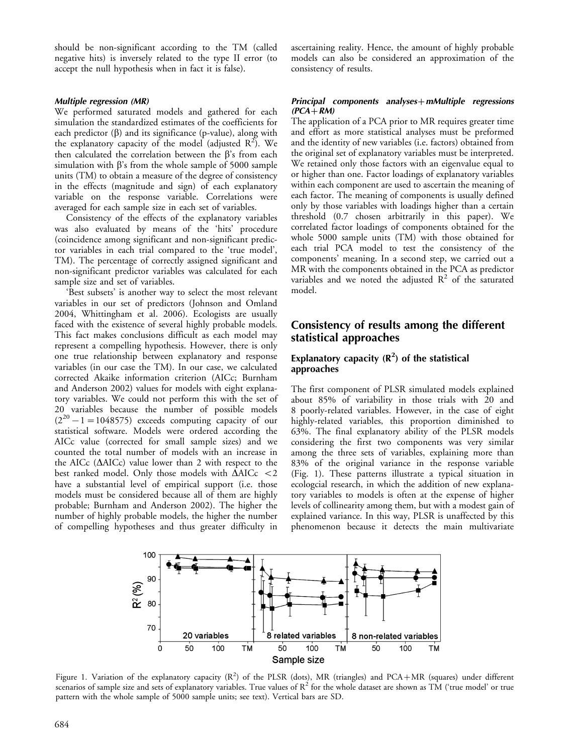should be non-significant according to the TM (called negative hits) is inversely related to the type II error (to accept the null hypothesis when in fact it is false).

#### *Multiple regression (MR)*

We performed saturated models and gathered for each simulation the standardized estimates of the coefficients for each predictor (β) and its significance (p-value), along with the explanatory capacity of the model (adjusted $R^2$). We then calculated the correlation between the β's from each simulation with β's from the whole sample of 5000 sample units (TM) to obtain a measure of the degree of consistency in the effects (magnitude and sign) of each explanatory variable on the response variable. Correlations were averaged for each sample size in each set of variables.

Consistency of the effects of the explanatory variables was also evaluated by means of the 'hits' procedure (coincidence among significant and non-significant predictor variables in each trial compared to the 'true model', TM). The percentage of correctly assigned significant and non-significant predictor variables was calculated for each sample size and set of variables.

'Best subsets' is another way to select the most relevant variables in our set of predictors (Johnson and Omland 2004, Whittingham et al. 2006). Ecologists are usually faced with the existence of several highly probable models. This fact makes conclusions difficult as each model may represent a compelling hypothesis. However, there is only one true relationship between explanatory and response variables (in our case the TM). In our case, we calculated corrected Akaike information criterion (AICc; Burnham and Anderson 2002) values for models with eight explanatory variables. We could not perform this with the set of 20 variables because the number of possible models ($2^{20}-1=1048575$) exceeds computing capacity of our statistical software. Models were ordered according the AICc value (corrected for small sample sizes) and we counted the total number of models with an increase in the AICc (ΔAICc) value lower than 2 with respect to the best ranked model. Only those models with ΔAICc $<2$ have a substantial level of empirical support (i.e. those models must be considered because all of them are highly probable; Burnham and Anderson 2002). The higher the number of highly probable models, the higher the number of compelling hypotheses and thus greater difficulty in ascertaining reality. Hence, the amount of highly probable models can also be considered an approximation of the consistency of results.

#### *Principal components analyses+mMultiple regressions (PCA+RM)*

The application of a PCA prior to MR requires greater time and effort as more statistical analyses must be preformed and the identity of new variables (i.e. factors) obtained from the original set of explanatory variables must be interpreted. We retained only those factors with an eigenvalue equal to or higher than one. Factor loadings of explanatory variables within each component are used to ascertain the meaning of each factor. The meaning of components is usually defined only by those variables with loadings higher than a certain threshold (0.7 chosen arbitrarily in this paper). We correlated factor loadings of components obtained for the whole 5000 sample units (TM) with those obtained for each trial PCA model to test the consistency of the components' meaning. In a second step, we carried out a MR with the components obtained in the PCA as predictor variables and we noted the adjusted $R^2$ of the saturated model.

## Consistency of results among the different statistical approaches

### Explanatory capacity ($R^2$) of the statistical approaches

The first component of PLSR simulated models explained about 85% of variability in those trials with 20 and 8 poorly-related variables. However, in the case of eight highly-related variables, this proportion diminished to 63%. The final explanatory ability of the PLSR models considering the first two components was very similar among the three sets of variables, explaining more than 83% of the original variance in the response variable (Fig. 1). These patterns illustrate a typical situation in ecologcial research, in which the addition of new explanatory variables to models is often at the expense of higher levels of collinearity among them, but with a modest gain of explained variance. In this way, PLSR is unaffected by this phenomenon because it detects the main multivariate

Figure 1. Variation of the explanatory capacity ($R^2$) of the PLSR (dots), MR (triangles) and PCA+MR (squares) under different scenarios of sample size and sets of explanatory variables. True values of $R^2$ for the whole dataset are shown as TM ('true model' or true pattern with the whole sample of 5000 sample units; see text). Vertical bars are SD.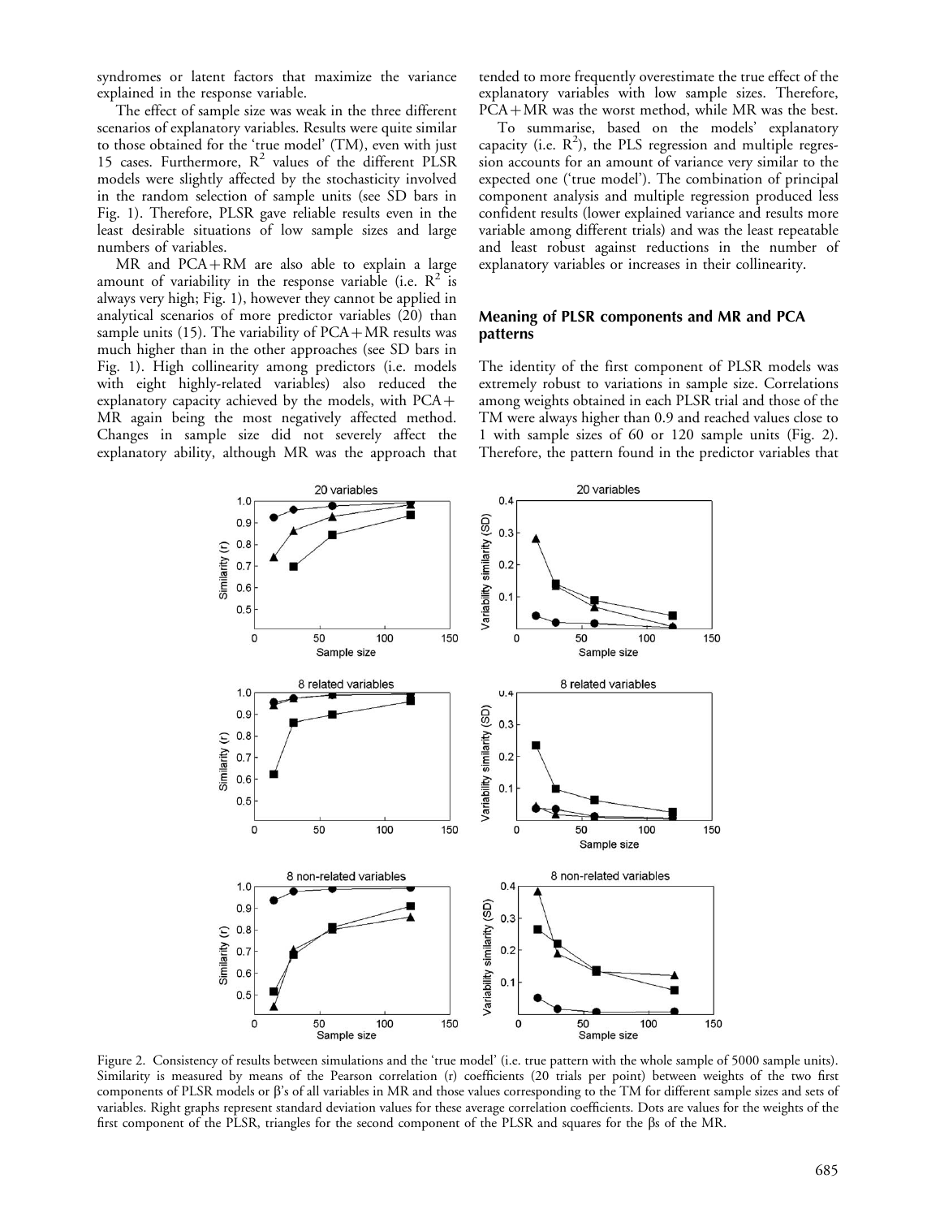syndromes or latent factors that maximize the variance explained in the response variable.

The effect of sample size was weak in the three different scenarios of explanatory variables. Results were quite similar to those obtained for the 'true model' (TM), even with just 15 cases. Furthermore, $R^2$ values of the different PLSR models were slightly affected by the stochasticity involved in the random selection of sample units (see SD bars in Fig. 1). Therefore, PLSR gave reliable results even in the least desirable situations of low sample sizes and large numbers of variables.

MR and PCA+RM are also able to explain a large amount of variability in the response variable (i.e. $R^2$ is always very high; Fig. 1), however they cannot be applied in analytical scenarios of more predictor variables (20) than sample units (15). The variability of PCA+MR results was much higher than in the other approaches (see SD bars in Fig. 1). High collinearity among predictors (i.e. models with eight highly-related variables) also reduced the explanatory capacity achieved by the models, with PCA+MR again being the most negatively affected method. Changes in sample size did not severely affect the explanatory ability, although MR was the approach that tended to more frequently overestimate the true effect of the explanatory variables with low sample sizes. Therefore, PCA+MR was the worst method, while MR was the best.

To summarise, based on the models' explanatory capacity (i.e. $R^2$), the PLS regression and multiple regression accounts for an amount of variance very similar to the expected one ('true model'). The combination of principal component analysis and multiple regression produced less confident results (lower explained variance and results more variable among different trials) and was the least repeatable and least robust against reductions in the number of explanatory variables or increases in their collinearity.

## Meaning of PLSR components and MR and PCA patterns

The identity of the first component of PLSR models was extremely robust to variations in sample size. Correlations among weights obtained in each PLSR trial and those of the TM were always higher than 0.9 and reached values close to 1 with sample sizes of 60 or 120 sample units (Fig. 2). Therefore, the pattern found in the predictor variables that

Figure 2. Consistency of results between simulations and the 'true model' (i.e. true pattern with the whole sample of 5000 sample units). Similarity is measured by means of the Pearson correlation (r) coefficients (20 trials per point) between weights of the two first components of PLSR models or β's of all variables in MR and those values corresponding to the TM for different sample sizes and sets of variables. Right graphs represent standard deviation values for these average correlation coefficients. Dots are values for the weights of the first component of the PLSR, triangles for the second component of the PLSR and squares for the βs of the MR.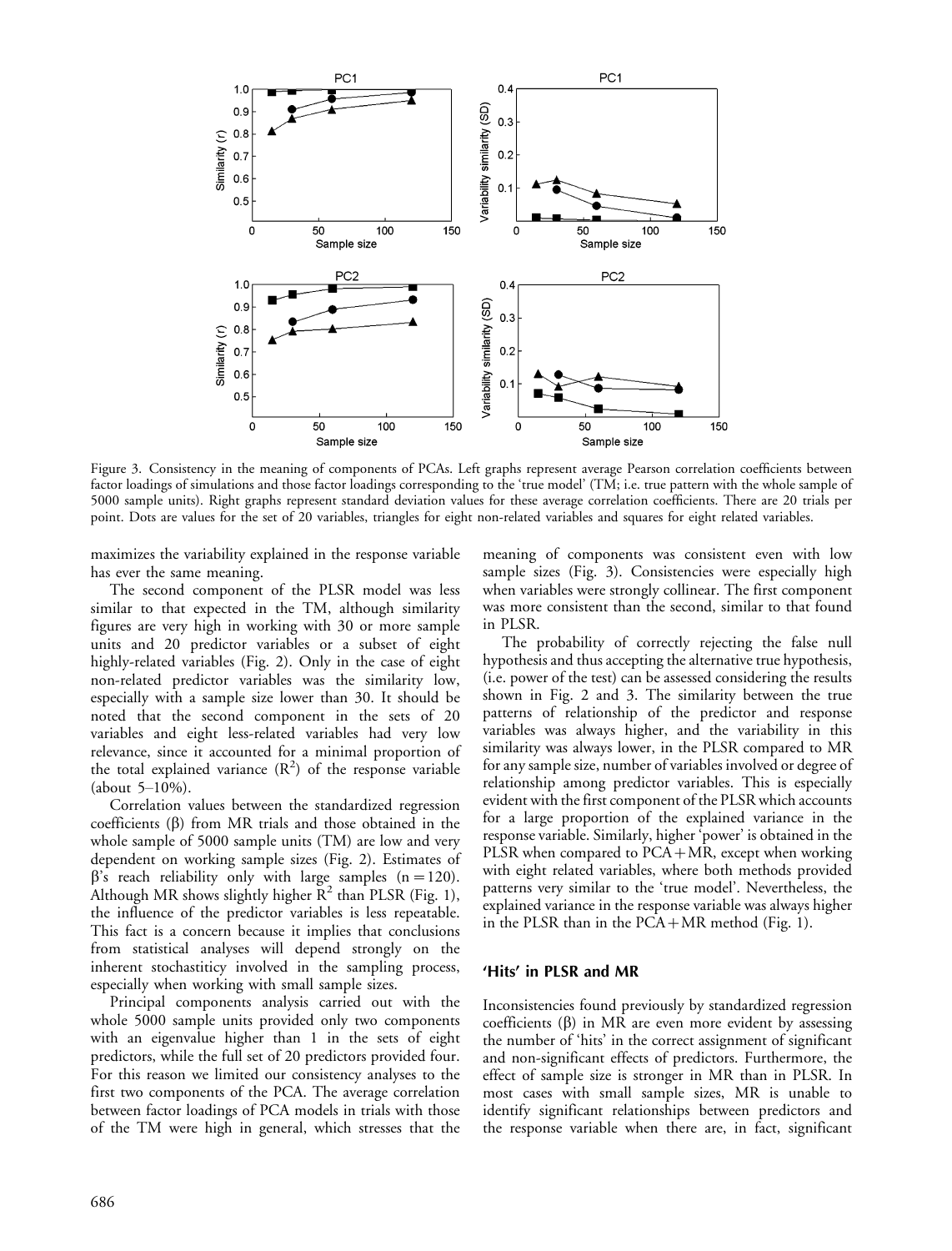Figure 3. Consistency in the meaning of components of PCAs. Left graphs represent average Pearson correlation coefficients between factor loadings of simulations and those factor loadings corresponding to the 'true model' (TM; i.e. true pattern with the whole sample of 5000 sample units). Right graphs represent standard deviation values for these average correlation coefficients. There are 20 trials per point. Dots are values for the set of 20 variables, triangles for eight non-related variables and squares for eight related variables.

maximizes the variability explained in the response variable has ever the same meaning.

The second component of the PLSR model was less similar to that expected in the TM, although similarity figures are very high in working with 30 or more sample units and 20 predictor variables or a subset of eight highly-related variables (Fig. 2). Only in the case of eight non-related predictor variables was the similarity low, especially with a sample size lower than 30. It should be noted that the second component in the sets of 20 variables and eight less-related variables had very low relevance, since it accounted for a minimal proportion of the total explained variance ($R^2$) of the response variable (about 5–10%).

Correlation values between the standardized regression coefficients ($\beta$) from MR trials and those obtained in the whole sample of 5000 sample units (TM) are low and very dependent on working sample sizes (Fig. 2). Estimates of $\beta$'s reach reliability only with large samples ($n = 120$). Although MR shows slightly higher $R^2$ than PLSR (Fig. 1), the influence of the predictor variables is less repeatable. This fact is a concern because it implies that conclusions from statistical analyses will depend strongly on the inherent stochastiticy involved in the sampling process, especially when working with small sample sizes.

Principal components analysis carried out with the whole 5000 sample units provided only two components with an eigenvalue higher than 1 in the sets of eight predictors, while the full set of 20 predictors provided four. For this reason we limited our consistency analyses to the first two components of the PCA. The average correlation between factor loadings of PCA models in trials with those of the TM were high in general, which stresses that the meaning of components was consistent even with low sample sizes (Fig. 3). Consistencies were especially high when variables were strongly collinear. The first component was more consistent than the second, similar to that found in PLSR.

The probability of correctly rejecting the false null hypothesis and thus accepting the alternative true hypothesis, (i.e. power of the test) can be assessed considering the results shown in Fig. 2 and 3. The similarity between the true patterns of relationship of the predictor and response variables was always higher, and the variability in this similarity was always lower, in the PLSR compared to MR for any sample size, number of variables involved or degree of relationship among predictor variables. This is especially evident with the first component of the PLSR which accounts for a large proportion of the explained variance in the response variable. Similarly, higher 'power' is obtained in the PLSR when compared to PCA+MR, except when working with eight related variables, where both methods provided patterns very similar to the 'true model'. Nevertheless, the explained variance in the response variable was always higher in the PLSR than in the PCA+MR method (Fig. 1).

## 'Hits' in PLSR and MR

Inconsistencies found previously by standardized regression coefficients ($\beta$) in MR are even more evident by assessing the number of 'hits' in the correct assignment of significant and non-significant effects of predictors. Furthermore, the effect of sample size is stronger in MR than in PLSR. In most cases with small sample sizes, MR is unable to identify significant relationships between predictors and the response variable when there are, in fact, significant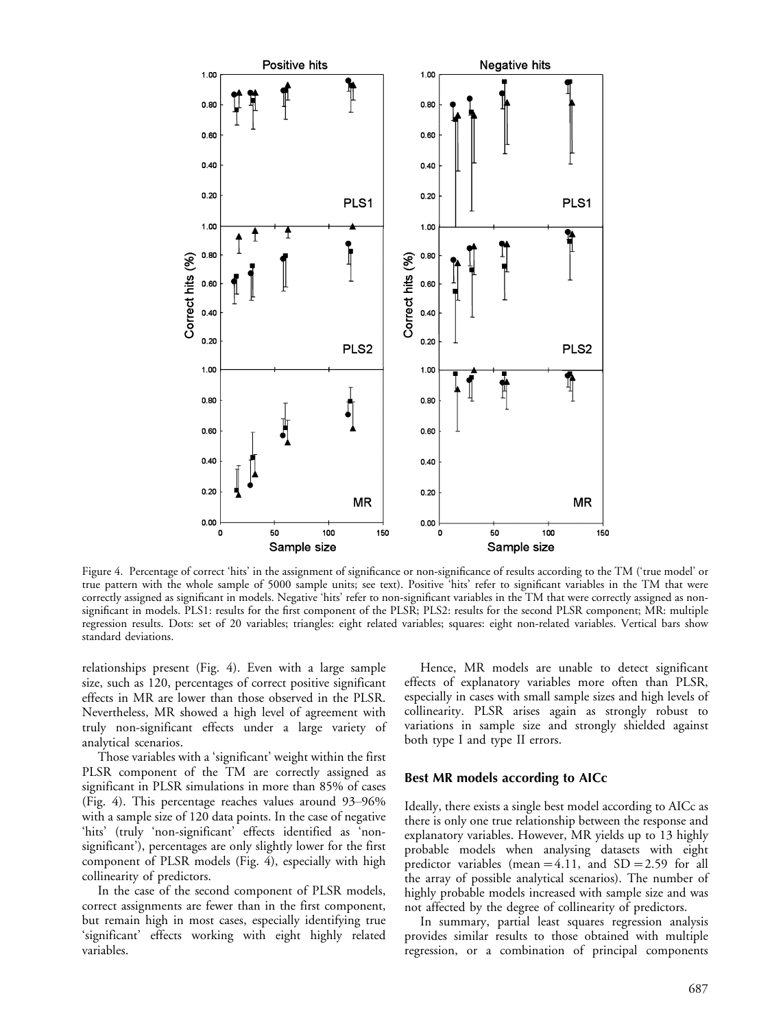Figure 4. Percentage of correct 'hits' in the assignment of significance or non-significance of results according to the TM ('true model' or true pattern with the whole sample of 5000 sample units; see text). Positive 'hits' refer to significant variables in the TM that were correctly assigned as significant in models. Negative 'hits' refer to non-significant variables in the TM that were correctly assigned as non-significant in models. PLS1: results for the first component of the PLSR; PLS2: results for the second PLSR component; MR: multiple regression results. Dots: set of 20 variables; triangles: eight related variables; squares: eight non-related variables. Vertical bars show standard deviations.

relationships present (Fig. 4). Even with a large sample size, such as 120, percentages of correct positive significant effects in MR are lower than those observed in the PLSR. Nevertheless, MR showed a high level of agreement with truly non-significant effects under a large variety of analytical scenarios.

Those variables with a 'significant' weight within the first PLSR component of the TM are correctly assigned as significant in PLSR simulations in more than 85% of cases (Fig. 4). This percentage reaches values around 93–96% with a sample size of 120 data points. In the case of negative 'hits' (truly 'non-significant' effects identified as 'non-significant'), percentages are only slightly lower for the first component of PLSR models (Fig. 4), especially with high collinearity of predictors.

In the case of the second component of PLSR models, correct assignments are fewer than in the first component, but remain high in most cases, especially identifying true 'significant' effects working with eight highly related variables.

Hence, MR models are unable to detect significant effects of explanatory variables more often than PLSR, especially in cases with small sample sizes and high levels of collinearity. PLSR arises again as strongly robust to variations in sample size and strongly shielded against both type I and type II errors.

## Best MR models according to AICc

Ideally, there exists a single best model according to AICc as there is only one true relationship between the response and explanatory variables. However, MR yields up to 13 highly probable models when analysing datasets with eight predictor variables (mean $= 4.11$, and $\mathrm{SD} = 2.59$ for all the array of possible analytical scenarios). The number of highly probable models increased with sample size and was not affected by the degree of collinearity of predictors.

In summary, partial least squares regression analysis provides similar results to those obtained with multiple regression, or a combination of principal components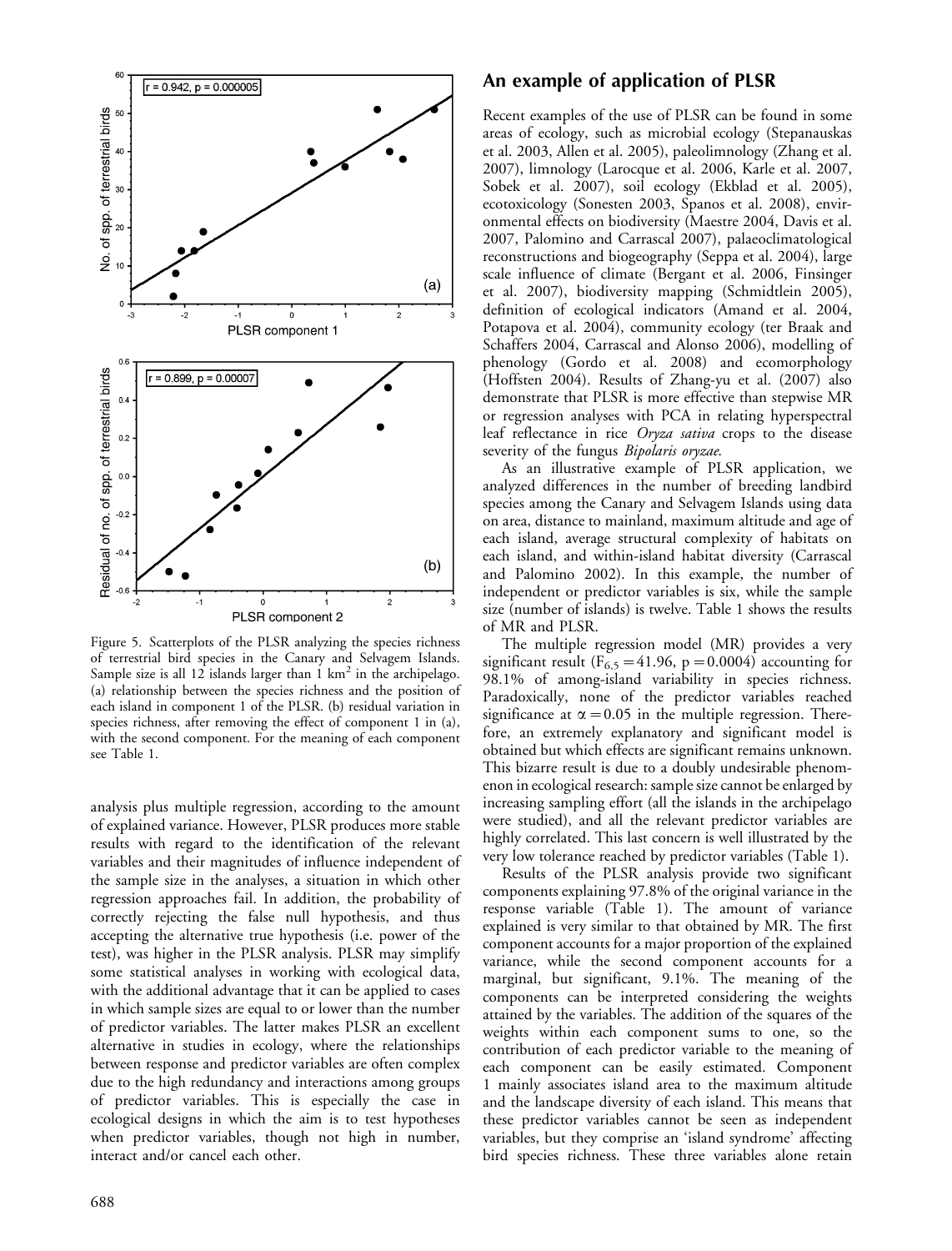Figure 5. Scatterplots of the PLSR analyzing the species richness of terrestrial bird species in the Canary and Selvagem Islands. Sample size is all 12 islands larger than 1 $km^2$ in the archipelago. (a) relationship between the species richness and the position of each island in component 1 of the PLSR. (b) residual variation in species richness, after removing the effect of component 1 in (a), with the second component. For the meaning of each component see Table 1.

analysis plus multiple regression, according to the amount of explained variance. However, PLSR produces more stable results with regard to the identification of the relevant variables and their magnitudes of influence independent of the sample size in the analyses, a situation in which other regression approaches fail. In addition, the probability of correctly rejecting the false null hypothesis, and thus accepting the alternative true hypothesis (i.e. power of the test), was higher in the PLSR analysis. PLSR may simplify some statistical analyses in working with ecological data, with the additional advantage that it can be applied to cases in which sample sizes are equal to or lower than the number of predictor variables. The latter makes PLSR an excellent alternative in studies in ecology, where the relationships between response and predictor variables are often complex due to the high redundancy and interactions among groups of predictor variables. This is especially the case in ecological designs in which the aim is to test hypotheses when predictor variables, though not high in number, interact and/or cancel each other.

## An example of application of PLSR

Recent examples of the use of PLSR can be found in some areas of ecology, such as microbial ecology (Stepanauskas et al. 2003, Allen et al. 2005), paleolimnology (Zhang et al. 2007), limnology (Larocque et al. 2006, Karle et al. 2007, Sobek et al. 2007), soil ecology (Ekblad et al. 2005), ecotoxicology (Sonesten 2003, Spanos et al. 2008), environmental effects on biodiversity (Maestre 2004, Davis et al. 2007, Palomino and Carrascal 2007), palaeoclimatological reconstructions and biogeography (Seppa et al. 2004), large scale influence of climate (Bergant et al. 2006, Finsinger et al. 2007), biodiversity mapping (Schmidtlein 2005), definition of ecological indicators (Amand et al. 2004, Potapova et al. 2004), community ecology (ter Braak and Schaffers 2004, Carrascal and Alonso 2006), modelling of phenology (Gordo et al. 2008) and ecomorphology (Hoffsten 2004). Results of Zhang-yu et al. (2007) also demonstrate that PLSR is more effective than stepwise MR or regression analyses with PCA in relating hyperspectral leaf reflectance in rice *Oryza sativa* crops to the disease severity of the fungus *Bipolaris oryzae*.

As an illustrative example of PLSR application, we analyzed differences in the number of breeding landbird species among the Canary and Selvagem Islands using data on area, distance to mainland, maximum altitude and age of each island, average structural complexity of habitats on each island, and within-island habitat diversity (Carrascal and Palomino 2002). In this example, the number of independent or predictor variables is six, while the sample size (number of islands) is twelve. Table 1 shows the results of MR and PLSR.

The multiple regression model (MR) provides a very significant result ($F_{6,5} = 41.96$, $p = 0.0004$) accounting for 98.1% of among-island variability in species richness. Paradoxically, none of the predictor variables reached significance at $\alpha = 0.05$ in the multiple regression. Therefore, an extremely explanatory and significant model is obtained but which effects are significant remains unknown. This bizarre result is due to a doubly undesirable phenomenon in ecological research: sample size cannot be enlarged by increasing sampling effort (all the islands in the archipelago were studied), and all the relevant predictor variables are highly correlated. This last concern is well illustrated by the very low tolerance reached by predictor variables (Table 1).

Results of the PLSR analysis provide two significant components explaining 97.8% of the original variance in the response variable (Table 1). The amount of variance explained is very similar to that obtained by MR. The first component accounts for a major proportion of the explained variance, while the second component accounts for a marginal, but significant, 9.1%. The meaning of the components can be interpreted considering the weights attained by the variables. The addition of the squares of the weights within each component sums to one, so the contribution of each predictor variable to the meaning of each component can be easily estimated. Component 1 mainly associates island area to the maximum altitude and the landscape diversity of each island. This means that these predictor variables cannot be seen as independent variables, but they comprise an 'island syndrome' affecting bird species richness. These three variables alone retain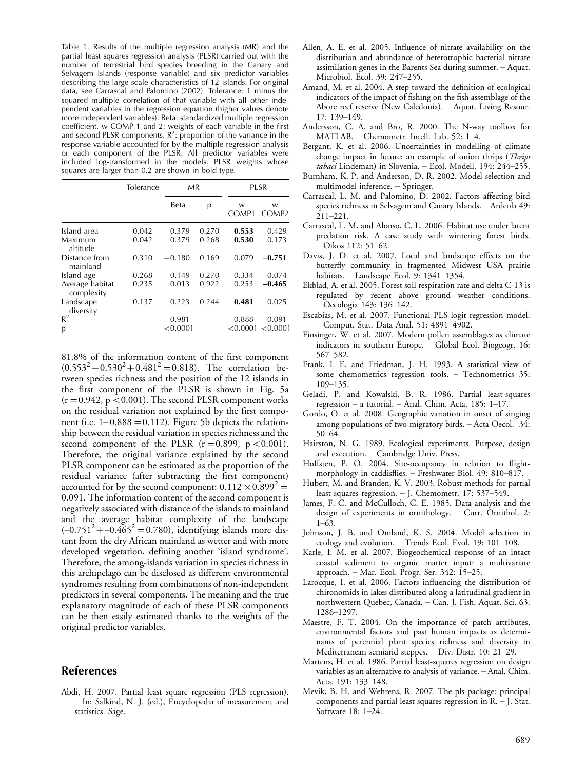Table 1. Results of the multiple regression analysis (MR) and the partial least squares regression analysis (PLSR) carried out with the number of terrestrial bird species breeding in the Canary and Selvagem Islands (response variable) and six predictor variables describing the large scale characteristics of 12 islands. For original data, see Carrascal and Palomino (2002). Tolerance: 1 minus the squared multiple correlation of that variable with all other independent variables in the regression equation (higher values denote more independent variables). Beta: standardized multiple regression coefficient. w COMP 1 and 2: weights of each variable in the first and second PLSR components. $R^2$: proportion of the variance in the response variable accounted for by the multiple regression analysis or each component of the PLSR. All predictor variables were included log-transformed in the models. PLSR weights whose squares are larger than 0.2 are shown in bold type.

| | Tolerance | MR | | PLSR | |
|---|---|---|---|---|---|
| | | Beta | p | w COMP1 | w COMP2 |
| Island area | 0.042 | 0.379 | 0.270 | **0.553** | 0.429 |
| Maximum altitude | 0.042 | 0.379 | 0.268 | **0.530** | 0.173 |
| Distance from mainland | 0.310 | −0.180 | 0.169 | 0.079 | **−0.751** |
| Island age | 0.268 | 0.149 | 0.270 | 0.334 | 0.074 |
| Average habitat complexity | 0.235 | 0.013 | 0.922 | 0.253 | **−0.465** |
| Landscape diversity | 0.137 | 0.223 | 0.244 | **0.481** | 0.025 |
| $R^2$ | | 0.981 | | 0.888 | 0.091 |
| p | | <0.0001 | | <0.0001 | <0.0001 |

81.8% of the information content of the first component ($0.553^2+0.530^2+0.481^2=0.818$). The correlation between species richness and the position of the 12 islands in the first component of the PLSR is shown in Fig. 5a ($r=0.942$, $p<0.001$). The second PLSR component works on the residual variation not explained by the first component (i.e. $1-0.888=0.112$). Figure 5b depicts the relationship between the residual variation in species richness and the second component of the PLSR ($r=0.899$, $p<0.001$). Therefore, the original variance explained by the second PLSR component can be estimated as the proportion of the residual variance (after subtracting the first component) accounted for by the second component: $0.112\times0.899^2=0.091$. The information content of the second component is negatively associated with distance of the islands to mainland and the average habitat complexity of the landscape ($-0.751^2+-0.465^2=0.780$), identifying islands more distant from the dry African mainland as wetter and with more developed vegetation, defining another 'island syndrome'. Therefore, the among-islands variation in species richness in this archipelago can be disclosed as different environmental syndromes resulting from combinations of non-independent predictors in several components. The meaning and the true explanatory magnitude of each of these PLSR components can be then easily estimated thanks to the weights of the original predictor variables.

## References

Abdi, H. 2007. Partial least square regression (PLS regression). – In: Salkind, N. J. (ed.), Encyclopedia of measurement and statistics. Sage.

Allen, A. E. et al. 2005. Influence of nitrate availability on the distribution and abundance of heterotrophic bacterial nitrate assimilation genes in the Barents Sea during summer. – Aquat. Microbiol. Ecol. 39: 247–255.

Amand, M. et al. 2004. A step toward the definition of ecological indicators of the impact of fishing on the fish assemblage of the Abore reef reserve (New Caledonia). – Aquat. Living Resour. 17: 139–149.

Andersson, C. A. and Bro, R. 2000. The N-way toolbox for MATLAB. – Chemometr. Intell. Lab. 52: 1–4.

Bergant, K. et al. 2006. Uncertainties in modelling of climate change impact in future: an example of onion thrips (*Thrips tabaci* Lindeman) in Slovenia. – Ecol. Modell. 194: 244–255.

Burnham, K. P. and Anderson, D. R. 2002. Model selection and multimodel inference. – Springer.

Carrascal, L. M. and Palomino, D. 2002. Factors affecting bird species richness in Selvagem and Canary Islands. – Ardeola 49: 211–221.

Carrascal, L. M. and Alonso, C. L. 2006. Habitat use under latent predation risk. A case study with wintering forest birds. – Oikos 112: 51–62.

Davis, J. D. et al. 2007. Local and landscape effects on the butterfly community in fragmented Midwest USA prairie habitats. – Landscape Ecol. 9: 1341–1354.

Ekblad, A. et al. 2005. Forest soil respiration rate and delta C-13 is regulated by recent above ground weather conditions. – Oecologia 143: 136–142.

Escabias, M. et al. 2007. Functional PLS logit regression model. – Comput. Stat. Data Anal. 51: 4891–4902.

Finsinger, W. et al. 2007. Modern pollen assemblages as climate indicators in southern Europe. – Global Ecol. Biogeogr. 16: 567–582.

Frank, I. E. and Friedman, J. H. 1993. A statistical view of some chemometrics regression tools. – Technometrics 35: 109–135.

Geladi, P. and Kowalski, B. R. 1986. Partial least-squares regression – a tutorial. – Anal. Chim. Acta. 185: 1–17.

Gordo, O. et al. 2008. Geographic variation in onset of singing among populations of two migratory birds. – Acta Oecol. 34: 50–64.

Hairston, N. G. 1989. Ecological experiments. Purpose, design and execution. – Cambridge Univ. Press.

Hoffsten, P. O. 2004. Site-occupancy in relation to flight-morphology in caddisflies. – Freshwater Biol. 49: 810–817.

Hubert, M. and Branden, K. V. 2003. Robust methods for partial least squares regression. – J. Chemometr. 17: 537–549.

James, F. C. and McCulloch, C. E. 1985. Data analysis and the design of experiments in ornithology. – Curr. Ornithol. 2: 1–63.

Johnson, J. B. and Omland, K. S. 2004. Model selection in ecology and evolution. – Trends Ecol. Evol. 19: 101–108.

Karle, I. M. et al. 2007. Biogeochemical response of an intact coastal sediment to organic matter input: a multivariate approach. – Mar. Ecol. Progr. Ser. 342: 15–25.

Larocque, I. et al. 2006. Factors influencing the distribution of chironomids in lakes distributed along a latitudinal gradient in northwestern Quebec, Canada. – Can. J. Fish. Aquat. Sci. 63: 1286–1297.

Maestre, F. T. 2004. On the importance of patch attributes, environmental factors and past human impacts as determinants of perennial plant species richness and diversity in Mediterranean semiarid steppes. – Div. Distr. 10: 21–29.

Martens, H. et al. 1986. Partial least-squares regression on design variables as an alternative to analysis of variance. – Anal. Chim. Acta. 191: 133–148.

Mevik, B. H. and Wehrens, R. 2007. The pls package: principal components and partial least squares regression in R. – J. Stat. Software 18: 1–24.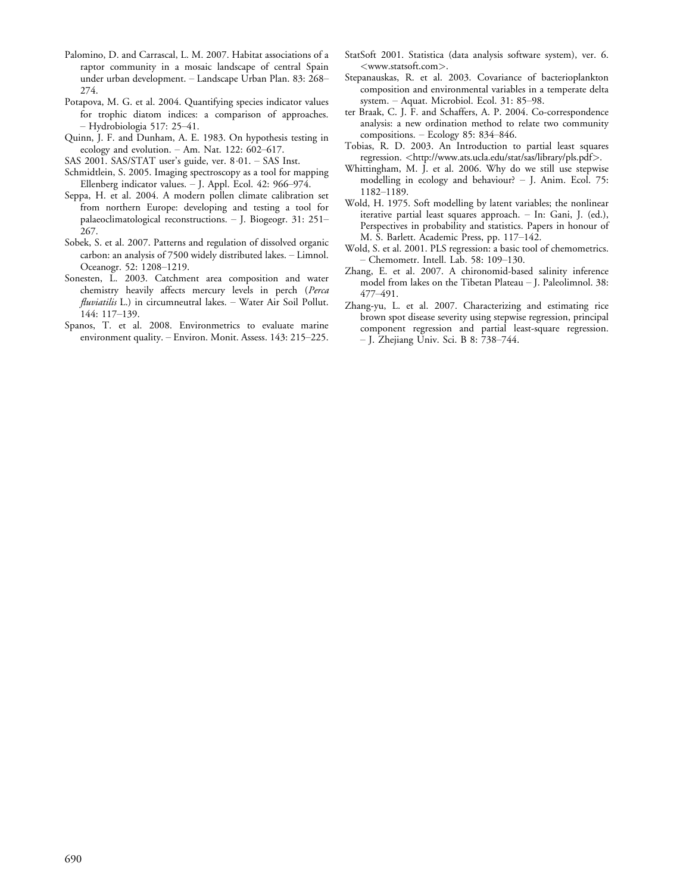Palomino, D. and Carrascal, L. M. 2007. Habitat associations of a raptor community in a mosaic landscape of central Spain under urban development. – Landscape Urban Plan. 83: 268–274.

Potapova, M. G. et al. 2004. Quantifying species indicator values for trophic diatom indices: a comparison of approaches. – Hydrobiologia 517: 25–41.

Quinn, J. F. and Dunham, A. E. 1983. On hypothesis testing in ecology and evolution. – Am. Nat. 122: 602–617.

SAS 2001. SAS/STAT user's guide, ver. 8·01. – SAS Inst.

Schmidtlein, S. 2005. Imaging spectroscopy as a tool for mapping Ellenberg indicator values. – J. Appl. Ecol. 42: 966–974.

Seppa, H. et al. 2004. A modern pollen climate calibration set from northern Europe: developing and testing a tool for palaeoclimatological reconstructions. – J. Biogeogr. 31: 251–267.

Sobek, S. et al. 2007. Patterns and regulation of dissolved organic carbon: an analysis of 7500 widely distributed lakes. – Limnol. Oceanogr. 52: 1208–1219.

Sonesten, L. 2003. Catchment area composition and water chemistry heavily affects mercury levels in perch (*Perca fluviatilis* L.) in circumneutral lakes. – Water Air Soil Pollut. 144: 117–139.

Spanos, T. et al. 2008. Environmetrics to evaluate marine environment quality. – Environ. Monit. Assess. 143: 215–225.

StatSoft 2001. Statistica (data analysis software system), ver. 6. <www.statsoft.com>.

Stepanauskas, R. et al. 2003. Covariance of bacterioplankton composition and environmental variables in a temperate delta system. – Aquat. Microbiol. Ecol. 31: 85–98.

ter Braak, C. J. F. and Schaffers, A. P. 2004. Co-correspondence analysis: a new ordination method to relate two community compositions. – Ecology 85: 834–846.

Tobias, R. D. 2003. An Introduction to partial least squares regression. <http://www.ats.ucla.edu/stat/sas/library/pls.pdf>.

Whittingham, M. J. et al. 2006. Why do we still use stepwise modelling in ecology and behaviour? – J. Anim. Ecol. 75: 1182–1189.

Wold, H. 1975. Soft modelling by latent variables; the nonlinear iterative partial least squares approach. – In: Gani, J. (ed.), Perspectives in probability and statistics. Papers in honour of M. S. Barlett. Academic Press, pp. 117–142.

Wold, S. et al. 2001. PLS regression: a basic tool of chemometrics. – Chemometr. Intell. Lab. 58: 109–130.

Zhang, E. et al. 2007. A chironomid-based salinity inference model from lakes on the Tibetan Plateau – J. Paleolimnol. 38: 477–491.

Zhang-yu, L. et al. 2007. Characterizing and estimating rice brown spot disease severity using stepwise regression, principal component regression and partial least-square regression. – J. Zhejiang Univ. Sci. B 8: 738–744.